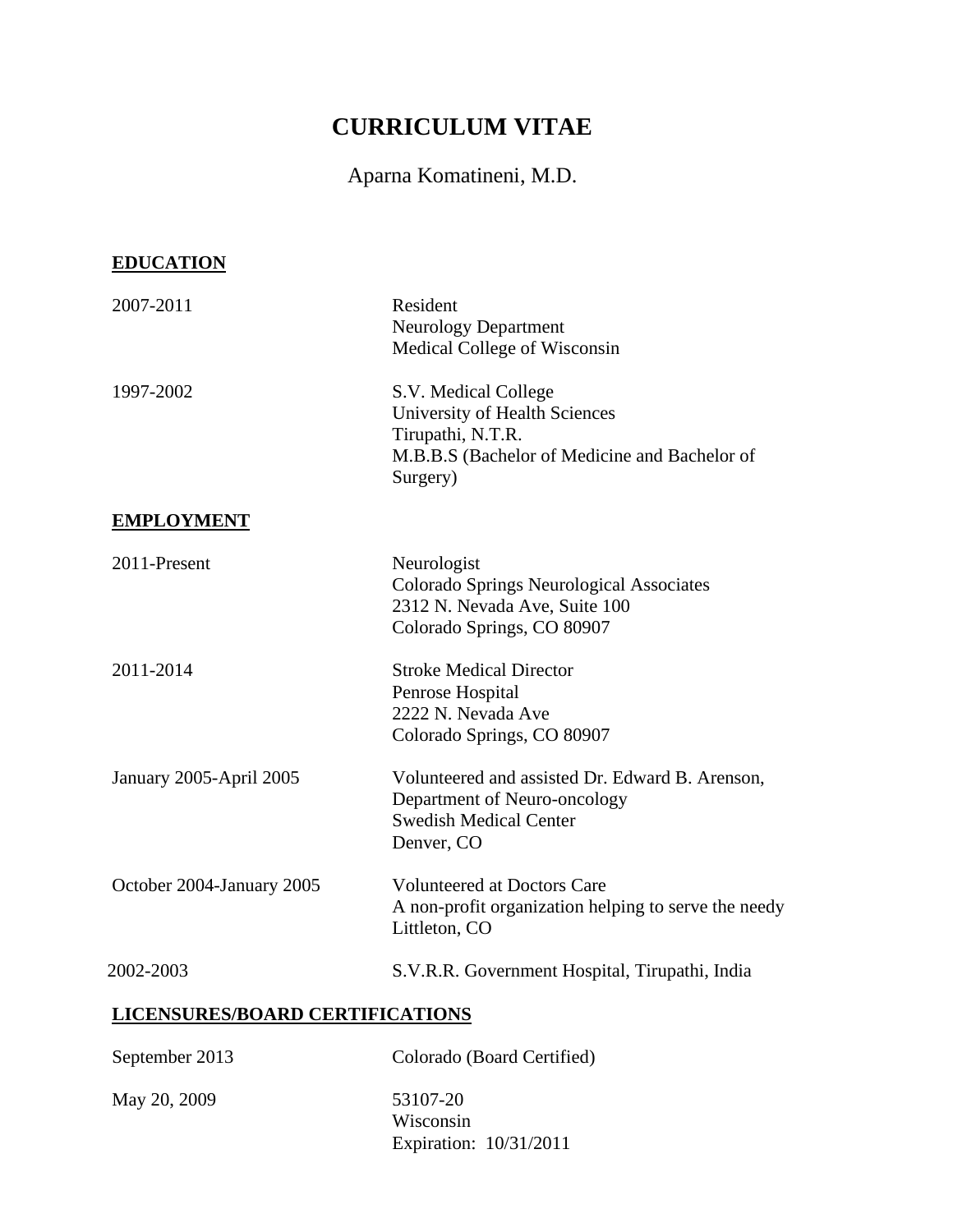# CURRICULUM VITAE

Aparna Komatineni, M.D.

## EDUCATION

| | |
|---|---|
| 2007-2011 | Resident<br>Neurology Department<br>Medical College of Wisconsin |
| 1997-2002 | S.V. Medical College<br>University of Health Sciences<br>Tirupathi, N.T.R.<br>M.B.B.S (Bachelor of Medicine and Bachelor of Surgery) |

## EMPLOYMENT

| | |
|---|---|
| 2011-Present | Neurologist<br>Colorado Springs Neurological Associates<br>2312 N. Nevada Ave, Suite 100<br>Colorado Springs, CO 80907 |
| 2011-2014 | Stroke Medical Director<br>Penrose Hospital<br>2222 N. Nevada Ave<br>Colorado Springs, CO 80907 |
| January 2005-April 2005 | Volunteered and assisted Dr. Edward B. Arenson,<br>Department of Neuro-oncology<br>Swedish Medical Center<br>Denver, CO |
| October 2004-January 2005 | Volunteered at Doctors Care<br>A non-profit organization helping to serve the needy<br>Littleton, CO |
| 2002-2003 | S.V.R.R. Government Hospital, Tirupathi, India |

## LICENSURES/BOARD CERTIFICATIONS

| | |
|---|---|
| September 2013 | Colorado (Board Certified) |
| May 20, 2009 | 53107-20<br>Wisconsin<br>Expiration: 10/31/2011 |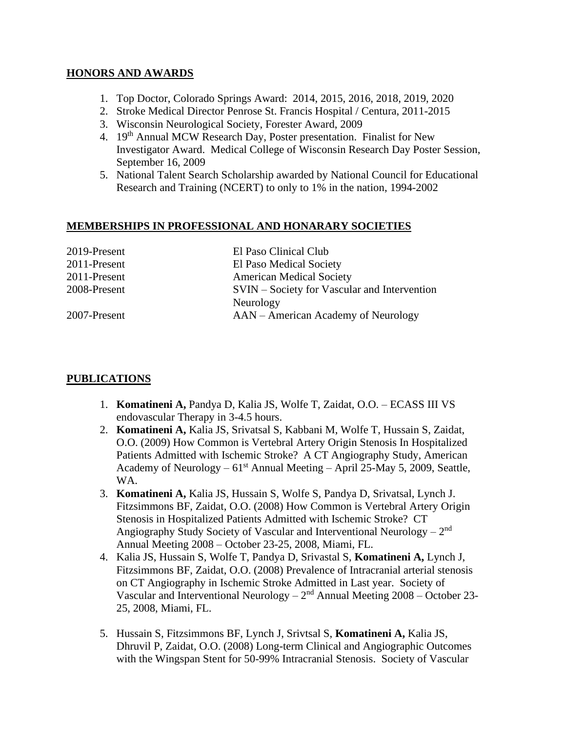## HONORS AND AWARDS

1. Top Doctor, Colorado Springs Award: 2014, 2015, 2016, 2018, 2019, 2020
2. Stroke Medical Director Penrose St. Francis Hospital / Centura, 2011-2015
3. Wisconsin Neurological Society, Forester Award, 2009
4. 19th Annual MCW Research Day, Poster presentation. Finalist for New Investigator Award. Medical College of Wisconsin Research Day Poster Session, September 16, 2009
5. National Talent Search Scholarship awarded by National Council for Educational Research and Training (NCERT) to only to 1% in the nation, 1994-2002

## MEMBERSHIPS IN PROFESSIONAL AND HONARARY SOCIETIES

| | |
|---|---|
| 2019-Present | El Paso Clinical Club |
| 2011-Present | El Paso Medical Society |
| 2011-Present | American Medical Society |
| 2008-Present | SVIN – Society for Vascular and Intervention Neurology |
| 2007-Present | AAN – American Academy of Neurology |

## PUBLICATIONS

1. **Komatineni A,** Pandya D, Kalia JS, Wolfe T, Zaidat, O.O. – ECASS III VS endovascular Therapy in 3-4.5 hours.
2. **Komatineni A,** Kalia JS, Srivatsal S, Kabbani M, Wolfe T, Hussain S, Zaidat, O.O. (2009) How Common is Vertebral Artery Origin Stenosis In Hospitalized Patients Admitted with Ischemic Stroke? A CT Angiography Study, American Academy of Neurology – 61st Annual Meeting – April 25-May 5, 2009, Seattle, WA.
3. **Komatineni A,** Kalia JS, Hussain S, Wolfe S, Pandya D, Srivatsal, Lynch J. Fitzsimmons BF, Zaidat, O.O. (2008) How Common is Vertebral Artery Origin Stenosis in Hospitalized Patients Admitted with Ischemic Stroke? CT Angiography Study Society of Vascular and Interventional Neurology – 2nd Annual Meeting 2008 – October 23-25, 2008, Miami, FL.
4. Kalia JS, Hussain S, Wolfe T, Pandya D, Srivastal S, **Komatineni A,** Lynch J, Fitzsimmons BF, Zaidat, O.O. (2008) Prevalence of Intracranial arterial stenosis on CT Angiography in Ischemic Stroke Admitted in Last year. Society of Vascular and Interventional Neurology – 2nd Annual Meeting 2008 – October 23-25, 2008, Miami, FL.
5. Hussain S, Fitzsimmons BF, Lynch J, Srivtsal S, **Komatineni A,** Kalia JS, Dhruvil P, Zaidat, O.O. (2008) Long-term Clinical and Angiographic Outcomes with the Wingspan Stent for 50-99% Intracranial Stenosis. Society of Vascular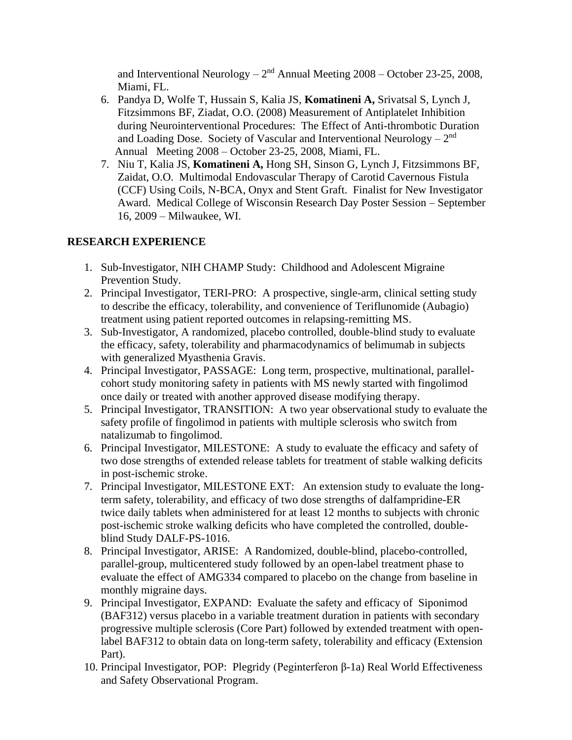and Interventional Neurology – 2nd Annual Meeting 2008 – October 23-25, 2008, Miami, FL.

6. Pandya D, Wolfe T, Hussain S, Kalia JS, **Komatineni A,** Srivatsal S, Lynch J, Fitzsimmons BF, Ziadat, O.O. (2008) Measurement of Antiplatelet Inhibition during Neurointerventional Procedures: The Effect of Anti-thrombotic Duration and Loading Dose. Society of Vascular and Interventional Neurology – 2nd Annual Meeting 2008 – October 23-25, 2008, Miami, FL.
7. Niu T, Kalia JS, **Komatineni A,** Hong SH, Sinson G, Lynch J, Fitzsimmons BF, Zaidat, O.O. Multimodal Endovascular Therapy of Carotid Cavernous Fistula (CCF) Using Coils, N-BCA, Onyx and Stent Graft. Finalist for New Investigator Award. Medical College of Wisconsin Research Day Poster Session – September 16, 2009 – Milwaukee, WI.

## RESEARCH EXPERIENCE

1. Sub-Investigator, NIH CHAMP Study: Childhood and Adolescent Migraine Prevention Study.
2. Principal Investigator, TERI-PRO: A prospective, single-arm, clinical setting study to describe the efficacy, tolerability, and convenience of Teriflunomide (Aubagio) treatment using patient reported outcomes in relapsing-remitting MS.
3. Sub-Investigator, A randomized, placebo controlled, double-blind study to evaluate the efficacy, safety, tolerability and pharmacodynamics of belimumab in subjects with generalized Myasthenia Gravis.
4. Principal Investigator, PASSAGE: Long term, prospective, multinational, parallel-cohort study monitoring safety in patients with MS newly started with fingolimod once daily or treated with another approved disease modifying therapy.
5. Principal Investigator, TRANSITION: A two year observational study to evaluate the safety profile of fingolimod in patients with multiple sclerosis who switch from natalizumab to fingolimod.
6. Principal Investigator, MILESTONE: A study to evaluate the efficacy and safety of two dose strengths of extended release tablets for treatment of stable walking deficits in post-ischemic stroke.
7. Principal Investigator, MILESTONE EXT: An extension study to evaluate the long-term safety, tolerability, and efficacy of two dose strengths of dalfampridine-ER twice daily tablets when administered for at least 12 months to subjects with chronic post-ischemic stroke walking deficits who have completed the controlled, double-blind Study DALF-PS-1016.
8. Principal Investigator, ARISE: A Randomized, double-blind, placebo-controlled, parallel-group, multicentered study followed by an open-label treatment phase to evaluate the effect of AMG334 compared to placebo on the change from baseline in monthly migraine days.
9. Principal Investigator, EXPAND: Evaluate the safety and efficacy of Siponimod (BAF312) versus placebo in a variable treatment duration in patients with secondary progressive multiple sclerosis (Core Part) followed by extended treatment with open-label BAF312 to obtain data on long-term safety, tolerability and efficacy (Extension Part).
10. Principal Investigator, POP: Plegridy (Peginterferon β-1a) Real World Effectiveness and Safety Observational Program.